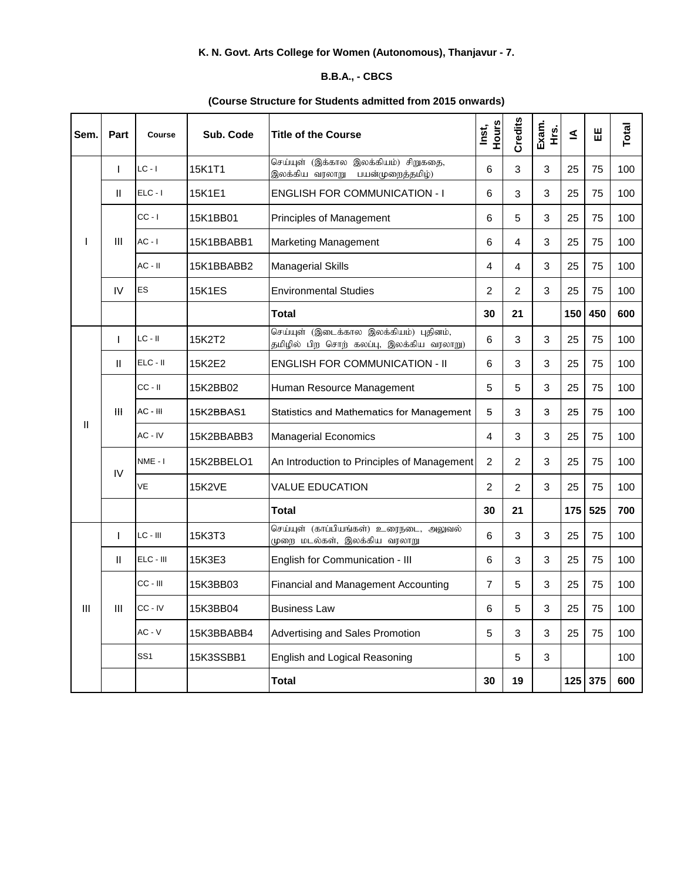**K. N. Govt. Arts College for Women (Autonomous), Thanjavur - 7.**

**B.B.A., - CBCS**

**(Course Structure for Students admitted from 2015 onwards)**

| Sem. | Part | Course | Sub. Code | Title of the Course | Inst, Hours | Credits | Exam. Hrs. | IA | EE | Total |
|---|---|---|---|---|---|---|---|---|---|---|
| I | I | LC - I | 15K1T1 | செய்யுள் (இக்கால இலக்கியம்) சிறுகதை, இலக்கிய வரலாறு பயன்முறைத்தமிழ்) | 6 | 3 | 3 | 25 | 75 | 100 |
| | II | ELC - I | 15K1E1 | ENGLISH FOR COMMUNICATION - I | 6 | 3 | 3 | 25 | 75 | 100 |
| | III | CC - I | 15K1BB01 | Principles of Management | 6 | 5 | 3 | 25 | 75 | 100 |
| | | AC - I | 15K1BBABB1 | Marketing Management | 6 | 4 | 3 | 25 | 75 | 100 |
| | | AC - II | 15K1BBABB2 | Managerial Skills | 4 | 4 | 3 | 25 | 75 | 100 |
| | IV | ES | 15K1ES | Environmental Studies | 2 | 2 | 3 | 25 | 75 | 100 |
| | | | | **Total** | **30** | **21** | | **150** | **450** | **600** |
| II | I | LC - II | 15K2T2 | செய்யுள் (இடைக்கால இலக்கியம்) புதினம், தமிழில் பிற சொற் கலப்பு, இலக்கிய வரலாறு) | 6 | 3 | 3 | 25 | 75 | 100 |
| | II | ELC - II | 15K2E2 | ENGLISH FOR COMMUNICATION - II | 6 | 3 | 3 | 25 | 75 | 100 |
| | III | CC - II | 15K2BB02 | Human Resource Management | 5 | 5 | 3 | 25 | 75 | 100 |
| | | AC - III | 15K2BBAS1 | Statistics and Mathematics for Management | 5 | 3 | 3 | 25 | 75 | 100 |
| | | AC - IV | 15K2BBABB3 | Managerial Economics | 4 | 3 | 3 | 25 | 75 | 100 |
| | IV | NME - I | 15K2BBELO1 | An Introduction to Principles of Management | 2 | 2 | 3 | 25 | 75 | 100 |
| | | VE | 15K2VE | VALUE EDUCATION | 2 | 2 | 3 | 25 | 75 | 100 |
| | | | | **Total** | **30** | **21** | | **175** | **525** | **700** |
| III | I | LC - III | 15K3T3 | செய்யுள் (காப்பியங்கள்) உரைநடை, அலுவல் முறை மடல்கள், இலக்கிய வரலாறு | 6 | 3 | 3 | 25 | 75 | 100 |
| | II | ELC - III | 15K3E3 | English for Communication - III | 6 | 3 | 3 | 25 | 75 | 100 |
| | III | CC - III | 15K3BB03 | Financial and Management Accounting | 7 | 5 | 3 | 25 | 75 | 100 |
| | | CC - IV | 15K3BB04 | Business Law | 6 | 5 | 3 | 25 | 75 | 100 |
| | | AC - V | 15K3BBABB4 | Advertising and Sales Promotion | 5 | 3 | 3 | 25 | 75 | 100 |
| | | SS1 | 15K3SSBB1 | English and Logical Reasoning | | 5 | 3 | | | 100 |
| | | | | **Total** | **30** | **19** | | **125** | **375** | **600** |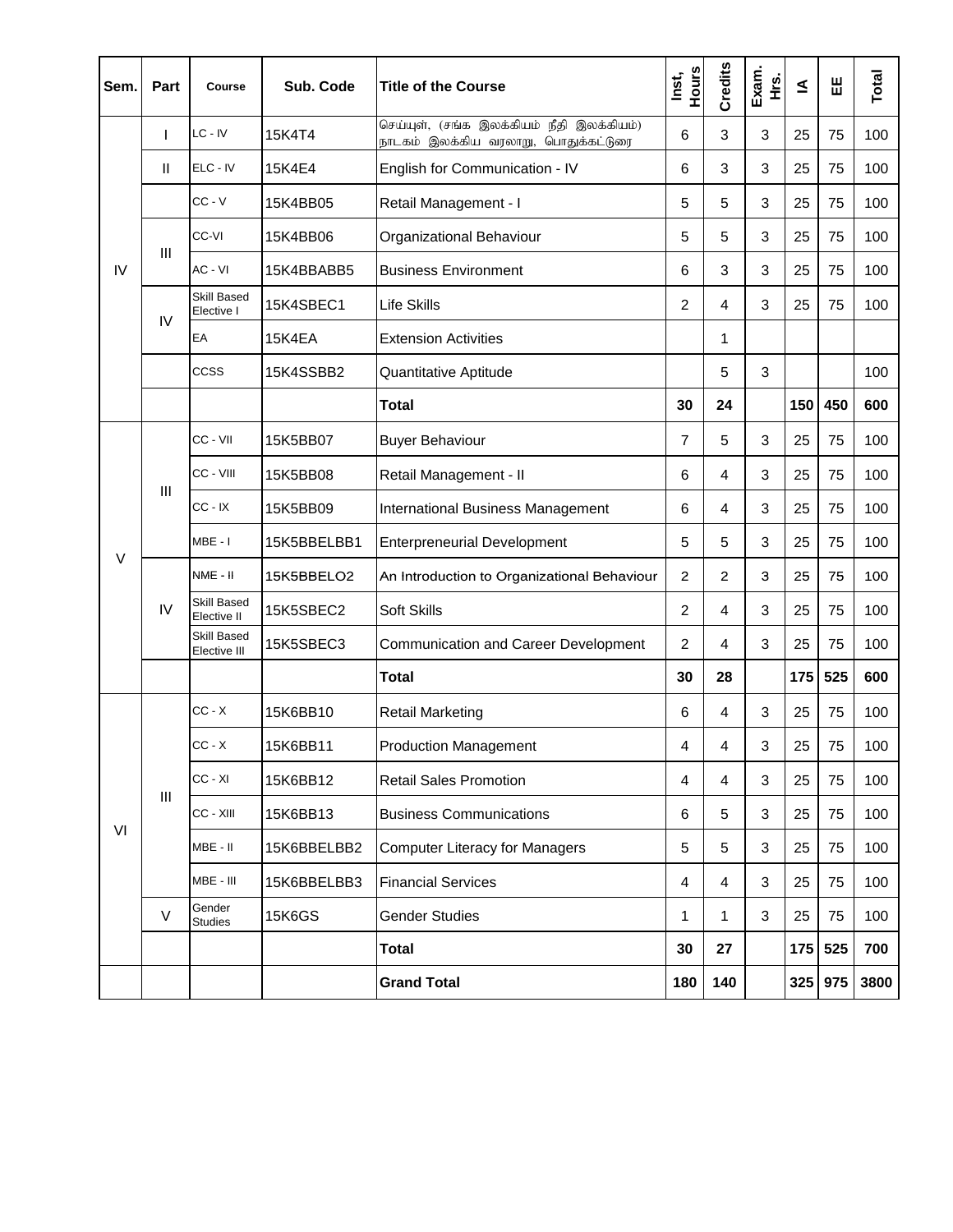| Sem. | Part | Course | Sub. Code | Title of the Course | Inst, Hours | Credits | Exam. Hrs. | IA | EE | Total |
|---|---|---|---|---|---|---|---|---|---|---|
| IV | I | LC - IV | 15K4T4 | செய்யுள், (சங்க இலக்கியம் நீதி இலக்கியம்) நாடகம் இலக்கிய வரலாறு, பொதுக்கட்டுரை | 6 | 3 | 3 | 25 | 75 | 100 |
| | II | ELC - IV | 15K4E4 | English for Communication - IV | 6 | 3 | 3 | 25 | 75 | 100 |
| | | CC - V | 15K4BB05 | Retail Management - I | 5 | 5 | 3 | 25 | 75 | 100 |
| | III | CC-VI | 15K4BB06 | Organizational Behaviour | 5 | 5 | 3 | 25 | 75 | 100 |
| | | AC - VI | 15K4BBABB5 | Business Environment | 6 | 3 | 3 | 25 | 75 | 100 |
| | IV | Skill Based Elective I | 15K4SBEC1 | Life Skills | 2 | 4 | 3 | 25 | 75 | 100 |
| | | EA | 15K4EA | Extension Activities | | 1 | | | | |
| | | CCSS | 15K4SSBB2 | Quantitative Aptitude | | 5 | 3 | | | 100 |
| | | | | **Total** | **30** | **24** | | **150** | **450** | **600** |
| V | III | CC - VII | 15K5BB07 | Buyer Behaviour | 7 | 5 | 3 | 25 | 75 | 100 |
| | | CC - VIII | 15K5BB08 | Retail Management - II | 6 | 4 | 3 | 25 | 75 | 100 |
| | | CC - IX | 15K5BB09 | International Business Management | 6 | 4 | 3 | 25 | 75 | 100 |
| | | MBE - I | 15K5BBELBB1 | Enterpreneurial Development | 5 | 5 | 3 | 25 | 75 | 100 |
| | IV | NME - II | 15K5BBELO2 | An Introduction to Organizational Behaviour | 2 | 2 | 3 | 25 | 75 | 100 |
| | | Skill Based Elective II | 15K5SBEC2 | Soft Skills | 2 | 4 | 3 | 25 | 75 | 100 |
| | | Skill Based Elective III | 15K5SBEC3 | Communication and Career Development | 2 | 4 | 3 | 25 | 75 | 100 |
| | | | | **Total** | **30** | **28** | | **175** | **525** | **600** |
| VI | III | CC - X | 15K6BB10 | Retail Marketing | 6 | 4 | 3 | 25 | 75 | 100 |
| | | CC - X | 15K6BB11 | Production Management | 4 | 4 | 3 | 25 | 75 | 100 |
| | | CC - XI | 15K6BB12 | Retail Sales Promotion | 4 | 4 | 3 | 25 | 75 | 100 |
| | | CC - XIII | 15K6BB13 | Business Communications | 6 | 5 | 3 | 25 | 75 | 100 |
| | | MBE - II | 15K6BBELBB2 | Computer Literacy for Managers | 5 | 5 | 3 | 25 | 75 | 100 |
| | | MBE - III | 15K6BBELBB3 | Financial Services | 4 | 4 | 3 | 25 | 75 | 100 |
| | V | Gender Studies | 15K6GS | Gender Studies | 1 | 1 | 3 | 25 | 75 | 100 |
| | | | | **Total** | **30** | **27** | | **175** | **525** | **700** |
| | | | | **Grand Total** | **180** | **140** | | **325** | **975** | **3800** |